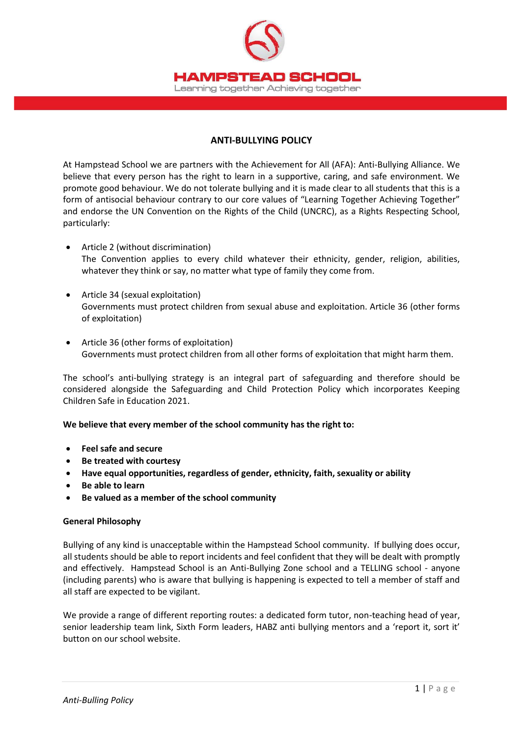# HAMPSTEAD SCHOOL

Learning together Achieving together

## ANTI-BULLYING POLICY

At Hampstead School we are partners with the Achievement for All (AFA): Anti-Bullying Alliance. We believe that every person has the right to learn in a supportive, caring, and safe environment. We promote good behaviour. We do not tolerate bullying and it is made clear to all students that this is a form of antisocial behaviour contrary to our core values of "Learning Together Achieving Together" and endorse the UN Convention on the Rights of the Child (UNCRC), as a Rights Respecting School, particularly:

- Article 2 (without discrimination)
  The Convention applies to every child whatever their ethnicity, gender, religion, abilities, whatever they think or say, no matter what type of family they come from.

- Article 34 (sexual exploitation)
  Governments must protect children from sexual abuse and exploitation. Article 36 (other forms of exploitation)

- Article 36 (other forms of exploitation)
  Governments must protect children from all other forms of exploitation that might harm them.

The school's anti-bullying strategy is an integral part of safeguarding and therefore should be considered alongside the Safeguarding and Child Protection Policy which incorporates Keeping Children Safe in Education 2021.

**We believe that every member of the school community has the right to:**

- **Feel safe and secure**
- **Be treated with courtesy**
- **Have equal opportunities, regardless of gender, ethnicity, faith, sexuality or ability**
- **Be able to learn**
- **Be valued as a member of the school community**

### General Philosophy

Bullying of any kind is unacceptable within the Hampstead School community. If bullying does occur, all students should be able to report incidents and feel confident that they will be dealt with promptly and effectively. Hampstead School is an Anti-Bullying Zone school and a TELLING school - anyone (including parents) who is aware that bullying is happening is expected to tell a member of staff and all staff are expected to be vigilant.

We provide a range of different reporting routes: a dedicated form tutor, non-teaching head of year, senior leadership team link, Sixth Form leaders, HABZ anti bullying mentors and a 'report it, sort it' button on our school website.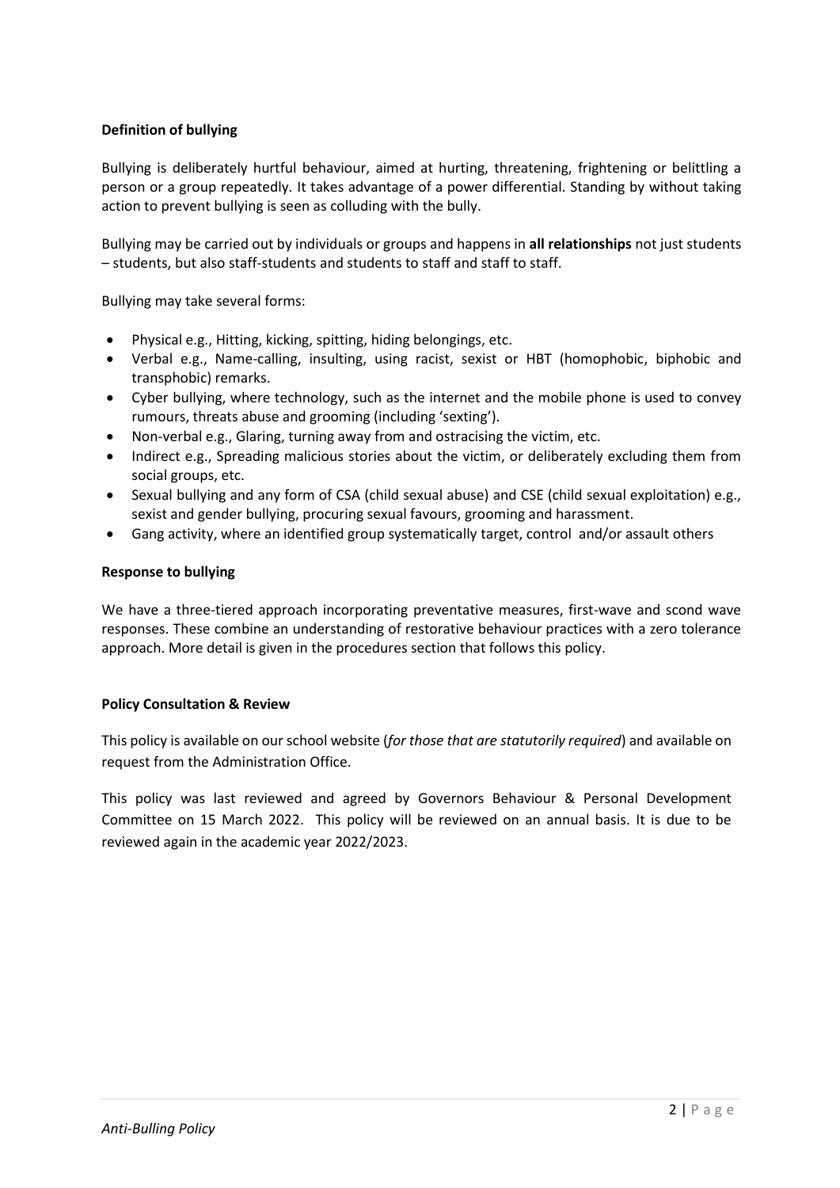**Definition of bullying**

Bullying is deliberately hurtful behaviour, aimed at hurting, threatening, frightening or belittling a person or a group repeatedly. It takes advantage of a power differential. Standing by without taking action to prevent bullying is seen as colluding with the bully.

Bullying may be carried out by individuals or groups and happens in **all relationships** not just students – students, but also staff-students and students to staff and staff to staff.

Bullying may take several forms:

- Physical e.g., Hitting, kicking, spitting, hiding belongings, etc.
- Verbal e.g., Name-calling, insulting, using racist, sexist or HBT (homophobic, biphobic and transphobic) remarks.
- Cyber bullying, where technology, such as the internet and the mobile phone is used to convey rumours, threats abuse and grooming (including 'sexting').
- Non-verbal e.g., Glaring, turning away from and ostracising the victim, etc.
- Indirect e.g., Spreading malicious stories about the victim, or deliberately excluding them from social groups, etc.
- Sexual bullying and any form of CSA (child sexual abuse) and CSE (child sexual exploitation) e.g., sexist and gender bullying, procuring sexual favours, grooming and harassment.
- Gang activity, where an identified group systematically target, control and/or assault others

**Response to bullying**

We have a three-tiered approach incorporating preventative measures, first-wave and scond wave responses. These combine an understanding of restorative behaviour practices with a zero tolerance approach. More detail is given in the procedures section that follows this policy.

**Policy Consultation & Review**

This policy is available on our school website (*for those that are statutorily required*) and available on request from the Administration Office.

This policy was last reviewed and agreed by Governors Behaviour & Personal Development Committee on 15 March 2022. This policy will be reviewed on an annual basis. It is due to be reviewed again in the academic year 2022/2023.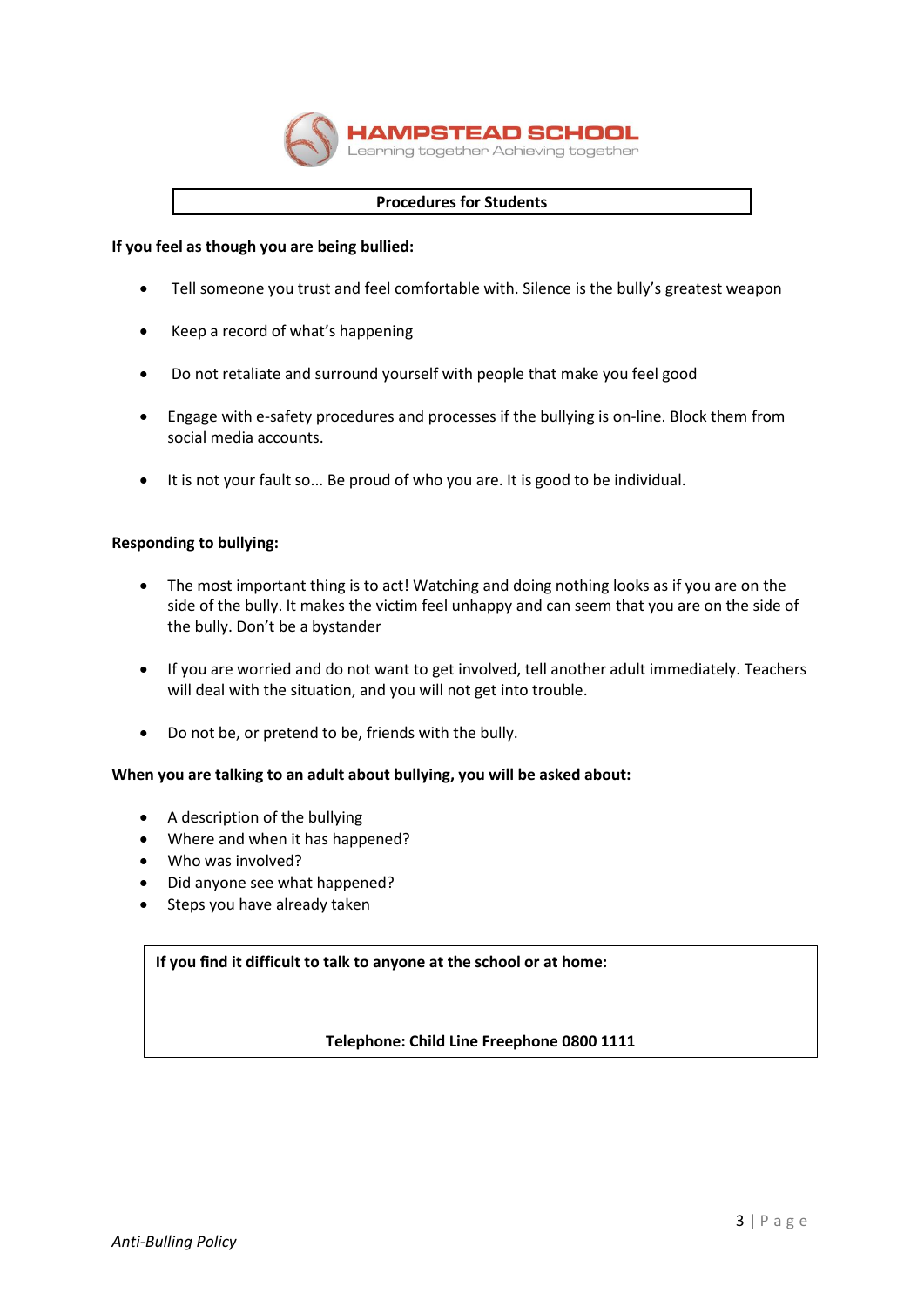**HAMPSTEAD SCHOOL**
Learning together Achieving together

## Procedures for Students

**If you feel as though you are being bullied:**

- Tell someone you trust and feel comfortable with. Silence is the bully's greatest weapon
- Keep a record of what's happening
- Do not retaliate and surround yourself with people that make you feel good
- Engage with e-safety procedures and processes if the bullying is on-line. Block them from social media accounts.
- It is not your fault so... Be proud of who you are. It is good to be individual.

**Responding to bullying:**

- The most important thing is to act! Watching and doing nothing looks as if you are on the side of the bully. It makes the victim feel unhappy and can seem that you are on the side of the bully. Don't be a bystander
- If you are worried and do not want to get involved, tell another adult immediately. Teachers will deal with the situation, and you will not get into trouble.
- Do not be, or pretend to be, friends with the bully.

**When you are talking to an adult about bullying, you will be asked about:**

- A description of the bullying
- Where and when it has happened?
- Who was involved?
- Did anyone see what happened?
- Steps you have already taken

**If you find it difficult to talk to anyone at the school or at home:**

**Telephone: Child Line Freephone 0800 1111**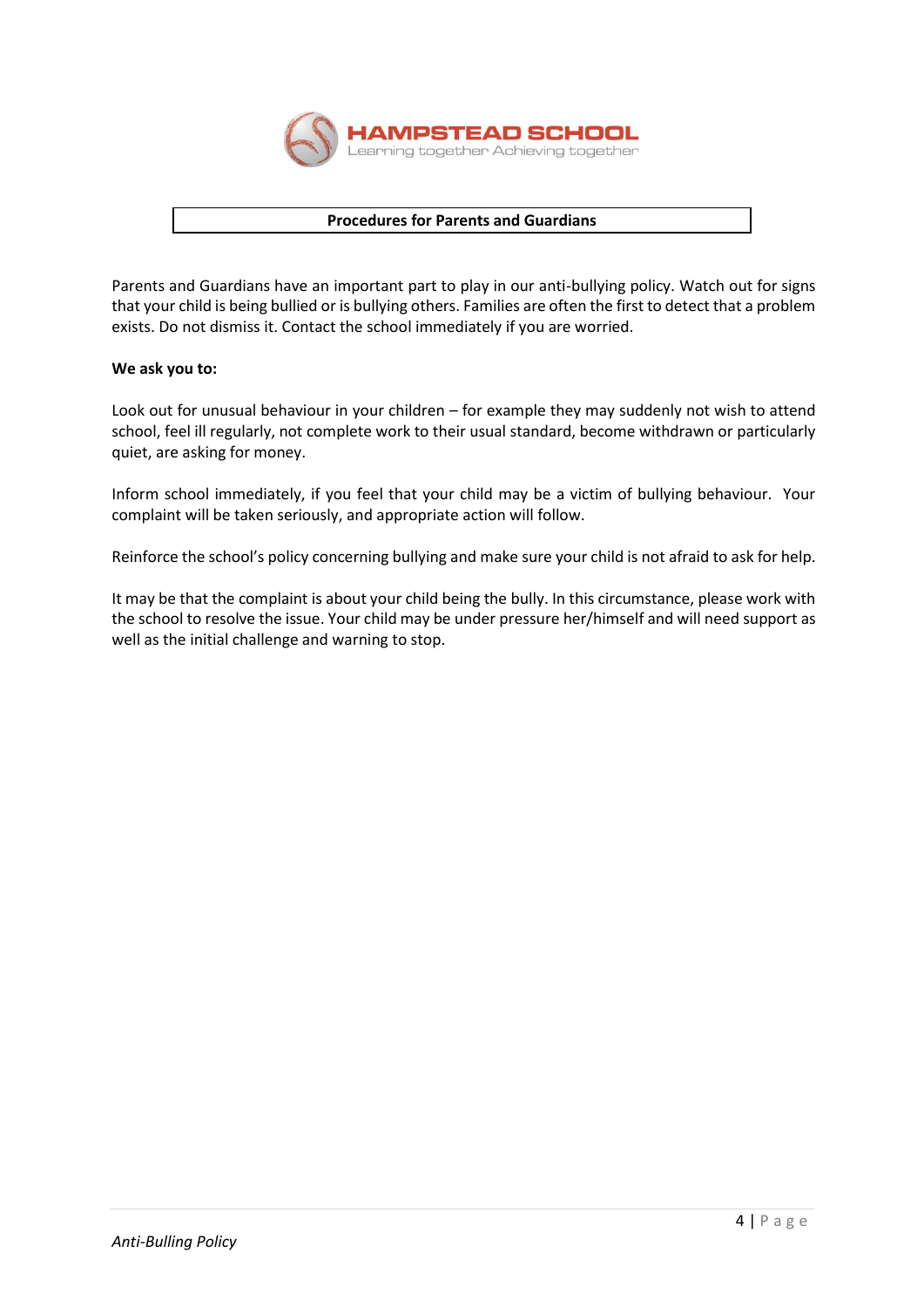## Procedures for Parents and Guardians

Parents and Guardians have an important part to play in our anti-bullying policy. Watch out for signs that your child is being bullied or is bullying others. Families are often the first to detect that a problem exists. Do not dismiss it. Contact the school immediately if you are worried.

**We ask you to:**

Look out for unusual behaviour in your children – for example they may suddenly not wish to attend school, feel ill regularly, not complete work to their usual standard, become withdrawn or particularly quiet, are asking for money.

Inform school immediately, if you feel that your child may be a victim of bullying behaviour. Your complaint will be taken seriously, and appropriate action will follow.

Reinforce the school's policy concerning bullying and make sure your child is not afraid to ask for help.

It may be that the complaint is about your child being the bully. In this circumstance, please work with the school to resolve the issue. Your child may be under pressure her/himself and will need support as well as the initial challenge and warning to stop.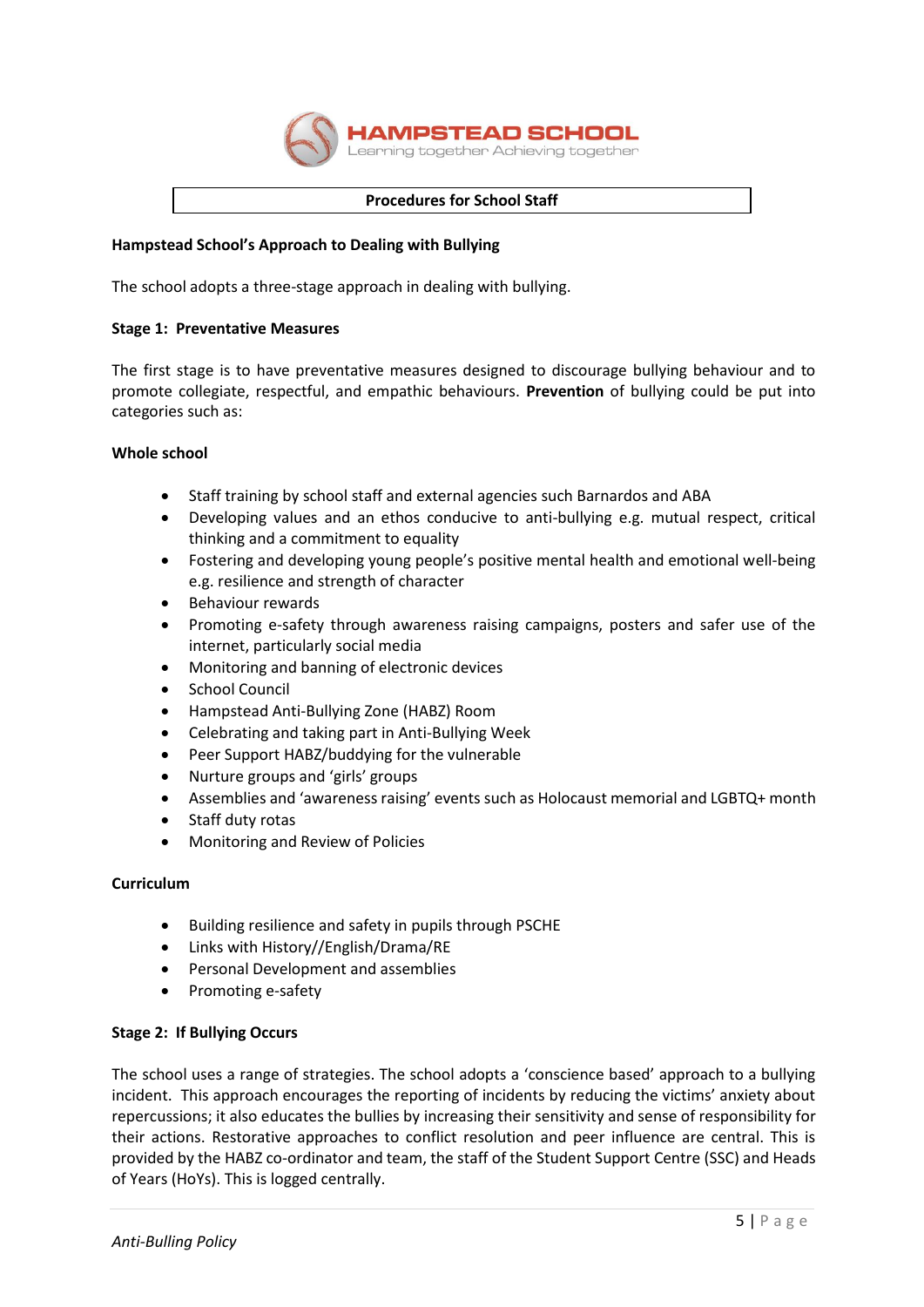**Procedures for School Staff**

**Hampstead School's Approach to Dealing with Bullying**

The school adopts a three-stage approach in dealing with bullying.

**Stage 1: Preventative Measures**

The first stage is to have preventative measures designed to discourage bullying behaviour and to promote collegiate, respectful, and empathic behaviours. **Prevention** of bullying could be put into categories such as:

**Whole school**

- Staff training by school staff and external agencies such Barnardos and ABA
- Developing values and an ethos conducive to anti-bullying e.g. mutual respect, critical thinking and a commitment to equality
- Fostering and developing young people's positive mental health and emotional well-being e.g. resilience and strength of character
- Behaviour rewards
- Promoting e-safety through awareness raising campaigns, posters and safer use of the internet, particularly social media
- Monitoring and banning of electronic devices
- School Council
- Hampstead Anti-Bullying Zone (HABZ) Room
- Celebrating and taking part in Anti-Bullying Week
- Peer Support HABZ/buddying for the vulnerable
- Nurture groups and 'girls' groups
- Assemblies and 'awareness raising' events such as Holocaust memorial and LGBTQ+ month
- Staff duty rotas
- Monitoring and Review of Policies

**Curriculum**

- Building resilience and safety in pupils through PSCHE
- Links with History//English/Drama/RE
- Personal Development and assemblies
- Promoting e-safety

**Stage 2: If Bullying Occurs**

The school uses a range of strategies. The school adopts a 'conscience based' approach to a bullying incident. This approach encourages the reporting of incidents by reducing the victims' anxiety about repercussions; it also educates the bullies by increasing their sensitivity and sense of responsibility for their actions. Restorative approaches to conflict resolution and peer influence are central. This is provided by the HABZ co-ordinator and team, the staff of the Student Support Centre (SSC) and Heads of Years (HoYs). This is logged centrally.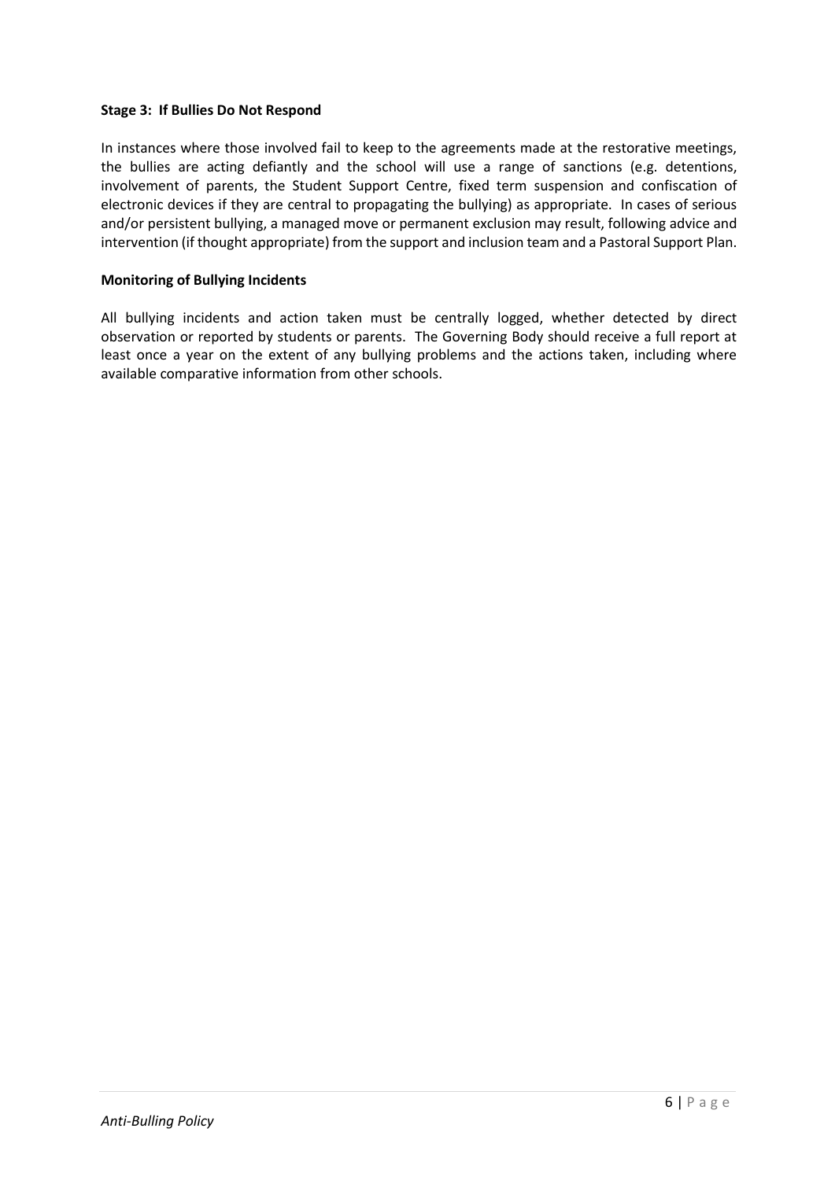**Stage 3: If Bullies Do Not Respond**

In instances where those involved fail to keep to the agreements made at the restorative meetings, the bullies are acting defiantly and the school will use a range of sanctions (e.g. detentions, involvement of parents, the Student Support Centre, fixed term suspension and confiscation of electronic devices if they are central to propagating the bullying) as appropriate. In cases of serious and/or persistent bullying, a managed move or permanent exclusion may result, following advice and intervention (if thought appropriate) from the support and inclusion team and a Pastoral Support Plan.

**Monitoring of Bullying Incidents**

All bullying incidents and action taken must be centrally logged, whether detected by direct observation or reported by students or parents. The Governing Body should receive a full report at least once a year on the extent of any bullying problems and the actions taken, including where available comparative information from other schools.